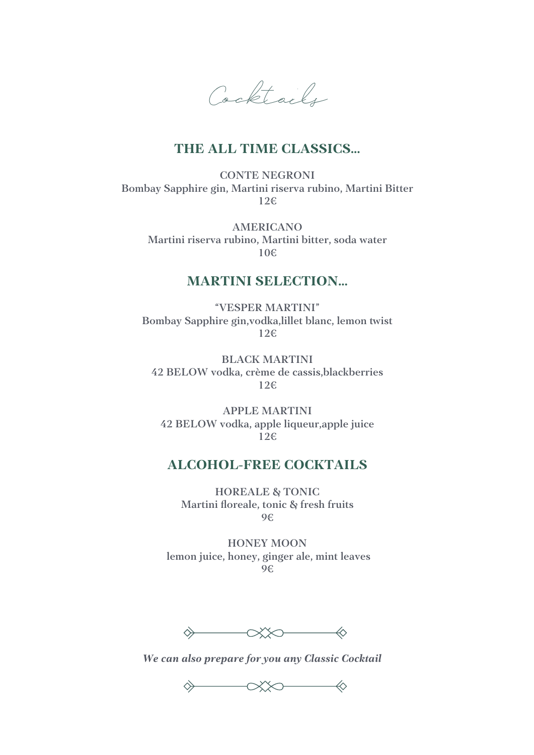# Cocktails

## THE ALL TIME CLASSICS...

**CONTE NEGRONI**
Bombay Sapphire gin, Martini riserva rubino, Martini Bitter
12€

**AMERICANO**
Martini riserva rubino, Martini bitter, soda water
10€

## MARTINI SELECTION...

**"VESPER MARTINI"**
Bombay Sapphire gin,vodka,lillet blanc, lemon twist
12€

**BLACK MARTINI**
42 BELOW vodka, crème de cassis,blackberries
12€

**APPLE MARTINI**
42 BELOW vodka, apple liqueur,apple juice
12€

## ALCOHOL-FREE COCKTAILS

**HOREALE & TONIC**
Martini floreale, tonic & fresh fruits
9€

**HONEY MOON**
lemon juice, honey, ginger ale, mint leaves
9€

***We can also prepare for you any Classic Cocktail***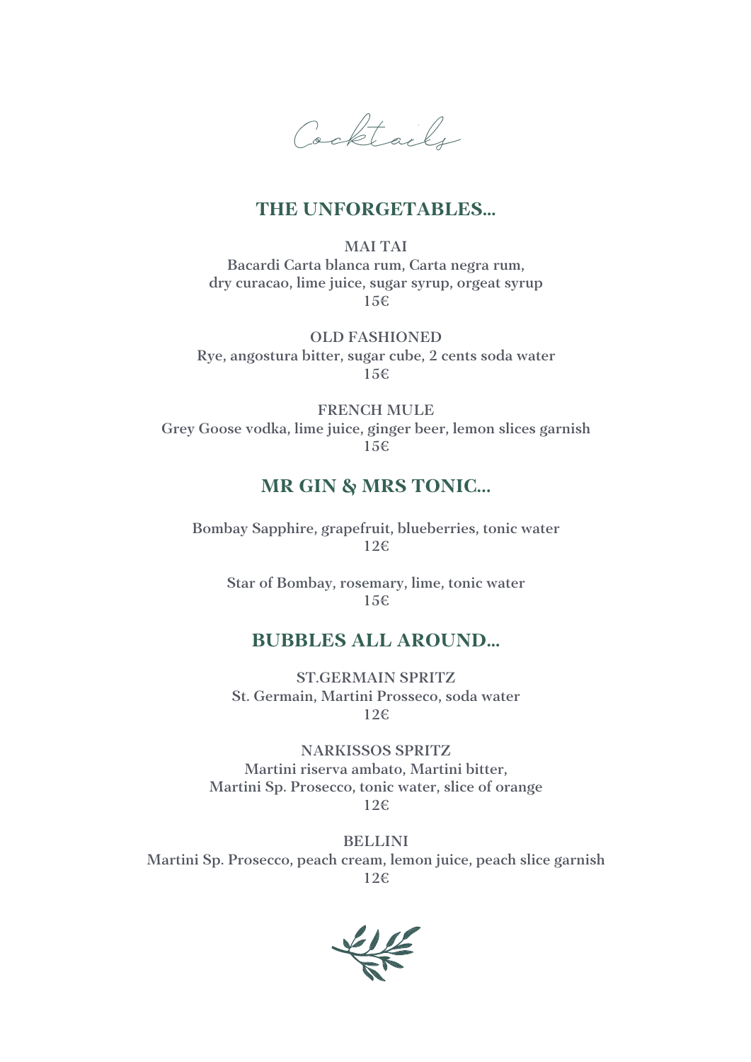# Cocktails

## THE UNFORGETABLES...

**MAI TAI**
Bacardi Carta blanca rum, Carta negra rum,
dry curacao, lime juice, sugar syrup, orgeat syrup
15€

**OLD FASHIONED**
Rye, angostura bitter, sugar cube, 2 cents soda water
15€

**FRENCH MULE**
Grey Goose vodka, lime juice, ginger beer, lemon slices garnish
15€

## MR GIN & MRS TONIC...

Bombay Sapphire, grapefruit, blueberries, tonic water
12€

Star of Bombay, rosemary, lime, tonic water
15€

## BUBBLES ALL AROUND...

**ST.GERMAIN SPRITZ**
St. Germain, Martini Prosseco, soda water
12€

**NARKISSOS SPRITZ**
Martini riserva ambato, Martini bitter,
Martini Sp. Prosecco, tonic water, slice of orange
12€

**BELLINI**
Martini Sp. Prosecco, peach cream, lemon juice, peach slice garnish
12€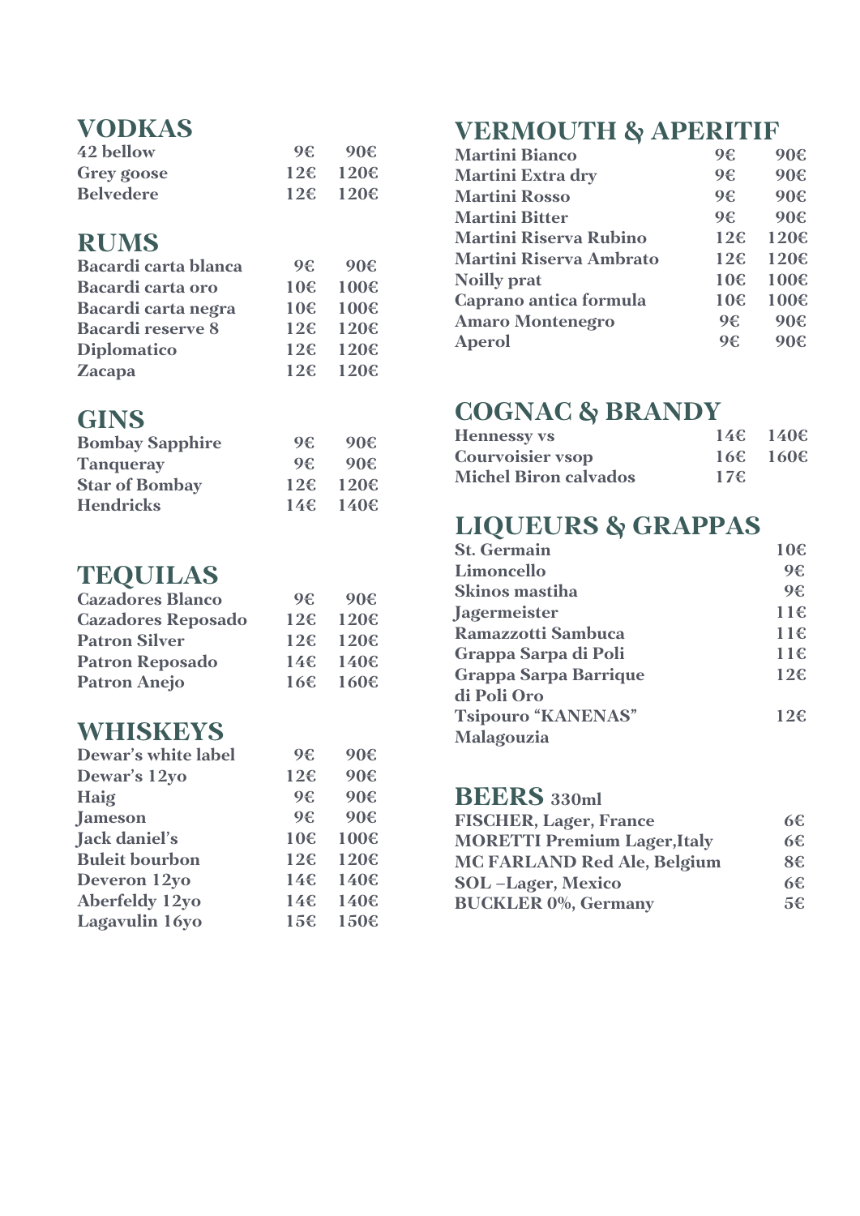## VODKAS

| | | |
|---|---|---|
| 42 bellow | 9€ | 90€ |
| Grey goose | 12€ | 120€ |
| Belvedere | 12€ | 120€ |

## RUMS

| | | |
|---|---|---|
| Bacardi carta blanca | 9€ | 90€ |
| Bacardi carta oro | 10€ | 100€ |
| Bacardi carta negra | 10€ | 100€ |
| Bacardi reserve 8 | 12€ | 120€ |
| Diplomatico | 12€ | 120€ |
| Zacapa | 12€ | 120€ |

## GINS

| | | |
|---|---|---|
| Bombay Sapphire | 9€ | 90€ |
| Tanqueray | 9€ | 90€ |
| Star of Bombay | 12€ | 120€ |
| Hendricks | 14€ | 140€ |

## TEQUILAS

| | | |
|---|---|---|
| Cazadores Blanco | 9€ | 90€ |
| Cazadores Reposado | 12€ | 120€ |
| Patron Silver | 12€ | 120€ |
| Patron Reposado | 14€ | 140€ |
| Patron Anejo | 16€ | 160€ |

## WHISKEYS

| | | |
|---|---|---|
| Dewar's white label | 9€ | 90€ |
| Dewar's 12yo | 12€ | 90€ |
| Haig | 9€ | 90€ |
| Jameson | 9€ | 90€ |
| Jack daniel's | 10€ | 100€ |
| Buleit bourbon | 12€ | 120€ |
| Deveron 12yo | 14€ | 140€ |
| Aberfeldy 12yo | 14€ | 140€ |
| Lagavulin 16yo | 15€ | 150€ |

## VERMOUTH & APERITIF

| | | |
|---|---|---|
| Martini Bianco | 9€ | 90€ |
| Martini Extra dry | 9€ | 90€ |
| Martini Rosso | 9€ | 90€ |
| Martini Bitter | 9€ | 90€ |
| Martini Riserva Rubino | 12€ | 120€ |
| Martini Riserva Ambrato | 12€ | 120€ |
| Noilly prat | 10€ | 100€ |
| Caprano antica formula | 10€ | 100€ |
| Amaro Montenegro | 9€ | 90€ |
| Aperol | 9€ | 90€ |

## COGNAC & BRANDY

| | | |
|---|---|---|
| Hennessy vs | 14€ | 140€ |
| Courvoisier vsop | 16€ | 160€ |
| Michel Biron calvados | 17€ | |

## LIQUEURS & GRAPPAS

| | |
|---|---|
| St. Germain | 10€ |
| Limoncello | 9€ |
| Skinos mastiha | 9€ |
| Jagermeister | 11€ |
| Ramazzotti Sambuca | 11€ |
| Grappa Sarpa di Poli | 11€ |
| Grappa Sarpa Barrique di Poli Oro | 12€ |
| Tsipouro "KANENAS" Malagouzia | 12€ |

## BEERS 330ml

| | |
|---|---|
| FISCHER, Lager, France | 6€ |
| MORETTI Premium Lager,Italy | 6€ |
| MC FARLAND Red Ale, Belgium | 8€ |
| SOL –Lager, Mexico | 6€ |
| BUCKLER 0%, Germany | 5€ |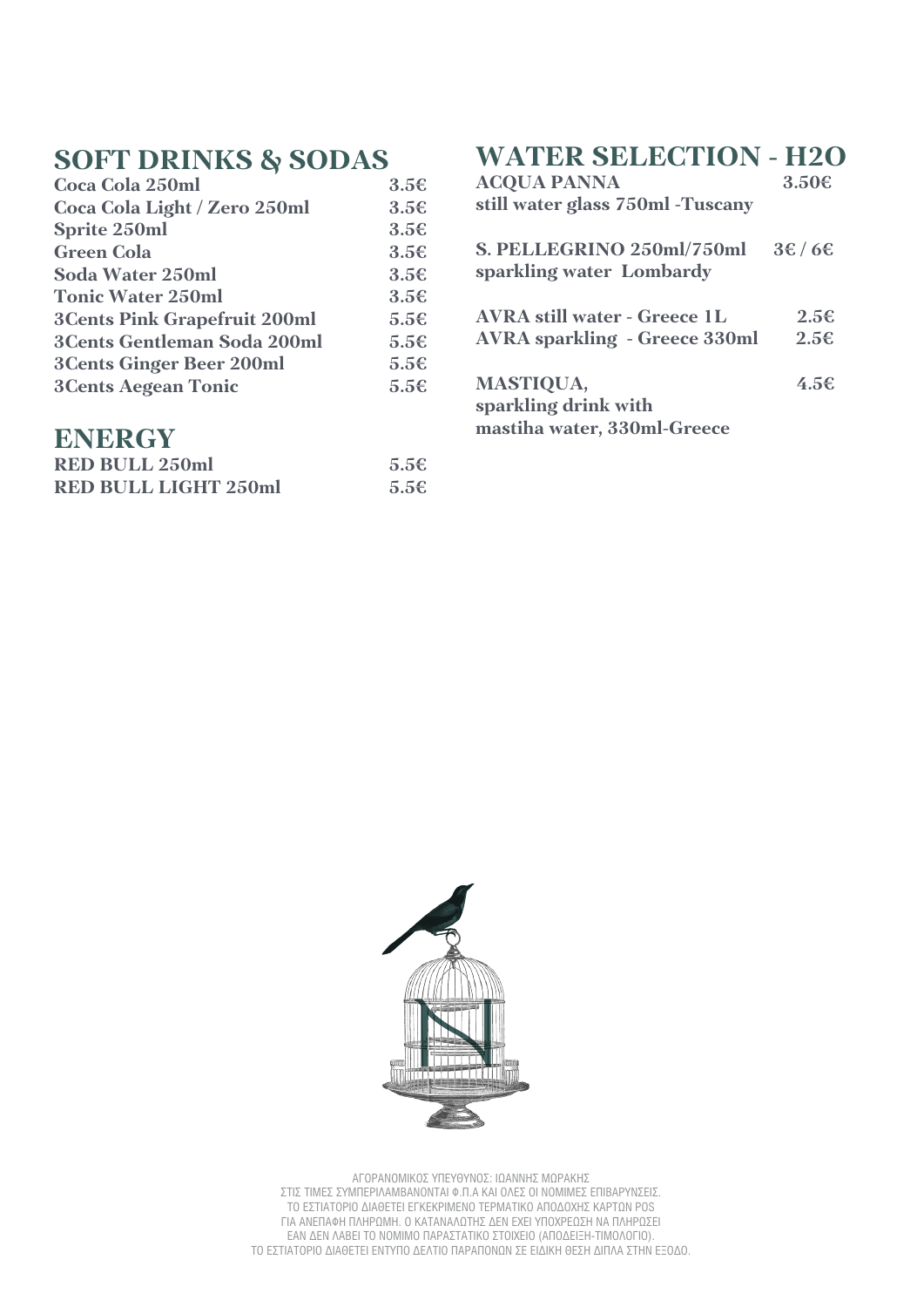## SOFT DRINKS & SODAS

| | |
|---|---|
| **Coca Cola 250ml** | **3.5€** |
| **Coca Cola Light / Zero 250ml** | **3.5€** |
| **Sprite 250ml** | **3.5€** |
| **Green Cola** | **3.5€** |
| **Soda Water 250ml** | **3.5€** |
| **Tonic Water 250ml** | **3.5€** |
| **3Cents Pink Grapefruit 200ml** | **5.5€** |
| **3Cents Gentleman Soda 200ml** | **5.5€** |
| **3Cents Ginger Beer 200ml** | **5.5€** |
| **3Cents Aegean Tonic** | **5.5€** |

## ENERGY

| | |
|---|---|
| **RED BULL 250ml** | **5.5€** |
| **RED BULL LIGHT 250ml** | **5.5€** |

## WATER SELECTION - H2O

| | |
|---|---|
| **ACQUA PANNA**<br>**still water glass 750ml -Tuscany** | **3.50€** |
| **S. PELLEGRINO 250ml/750ml**<br>**sparkling water Lombardy** | **3€ / 6€** |
| **AVRA still water - Greece 1L** | **2.5€** |
| **AVRA sparkling - Greece 330ml** | **2.5€** |
| **MASTIQUA,**<br>**sparkling drink with**<br>**mastiha water, 330ml-Greece** | **4.5€** |

ΑΓΟΡΑΝΟΜΙΚΟΣ ΥΠΕΥΘΥΝΟΣ: ΙΩΑΝΝΗΣ ΜΩΡΑΚΗΣ
ΣΤΙΣ ΤΙΜΕΣ ΣΥΜΠΕΡΙΛΑΜΒΑΝΟΝΤΑΙ Φ.Π.Α ΚΑΙ ΟΛΕΣ ΟΙ ΝΟΜΙΜΕΣ ΕΠΙΒΑΡΥΝΣΕΙΣ.
ΤΟ ΕΣΤΙΑΤΟΡΙΟ ΔΙΑΘΕΤΕΙ ΕΓΚΕΚΡΙΜΕΝΟ ΤΕΡΜΑΤΙΚΟ ΑΠΟΔΟΧΗΣ ΚΑΡΤΩΝ POS
ΓΙΑ ΑΝΕΠΑΦΗ ΠΛΗΡΩΜΗ. Ο ΚΑΤΑΝΑΛΩΤΗΣ ΔΕΝ ΕΧΕΙ ΥΠΟΧΡΕΩΣΗ ΝΑ ΠΛΗΡΩΣΕΙ
ΕΑΝ ΔΕΝ ΛΑΒΕΙ ΤΟ ΝΟΜΙΜΟ ΠΑΡΑΣΤΑΤΙΚΟ ΣΤΟΙΧΕΙΟ (ΑΠΟΔΕΙΞΗ-ΤΙΜΟΛΟΓΙΟ).
ΤΟ ΕΣΤΙΑΤΟΡΙΟ ΔΙΑΘΕΤΕΙ ΕΝΤΥΠΟ ΔΕΛΤΙΟ ΠΑΡΑΠΟΝΩΝ ΣΕ ΕΙΔΙΚΗ ΘΕΣΗ ΔΙΠΛΑ ΣΤΗΝ ΕΞΟΔΟ.